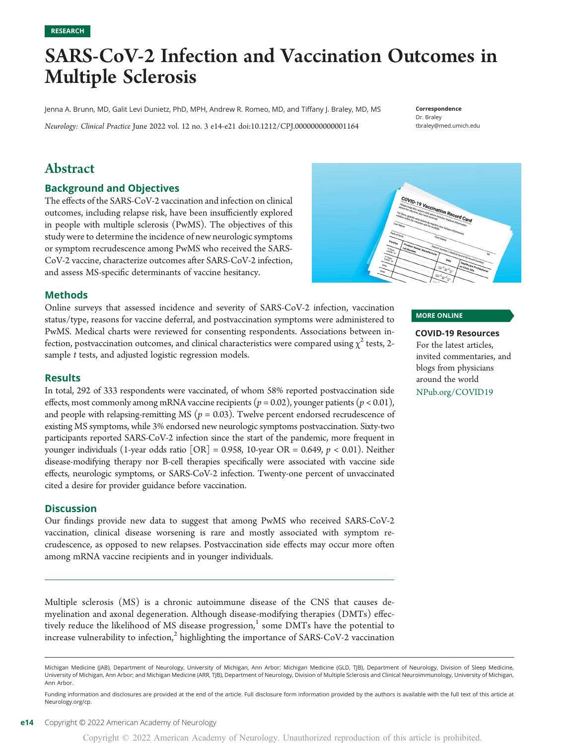RESEARCH

# SARS-CoV-2 Infection and Vaccination Outcomes in Multiple Sclerosis

Jenna A. Brunn, MD, Galit Levi Dunietz, PhD, MPH, Andrew R. Romeo, MD, and Tiffany J. Braley, MD, MS

*Neurology: Clinical Practice* June 2022 vol. 12 no. 3 e14-e21 doi:10.1212/CPJ.0000000000001164

**Correspondence**
Dr. Braley
tbraley@med.umich.edu

## Abstract

### Background and Objectives

The effects of the SARS-CoV-2 vaccination and infection on clinical outcomes, including relapse risk, have been insufficiently explored in people with multiple sclerosis (PwMS). The objectives of this study were to determine the incidence of new neurologic symptoms or symptom recrudescence among PwMS who received the SARS-CoV-2 vaccine, characterize outcomes after SARS-CoV-2 infection, and assess MS-specific determinants of vaccine hesitancy.

### Methods

Online surveys that assessed incidence and severity of SARS-CoV-2 infection, vaccination status/type, reasons for vaccine deferral, and postvaccination symptoms were administered to PwMS. Medical charts were reviewed for consenting respondents. Associations between infection, postvaccination outcomes, and clinical characteristics were compared using $\chi^2$ tests, 2-sample *t* tests, and adjusted logistic regression models.

### Results

In total, 292 of 333 respondents were vaccinated, of whom 58% reported postvaccination side effects, most commonly among mRNA vaccine recipients ($p = 0.02$), younger patients ($p < 0.01$), and people with relapsing-remitting MS ($p = 0.03$). Twelve percent endorsed recrudescence of existing MS symptoms, while 3% endorsed new neurologic symptoms postvaccination. Sixty-two participants reported SARS-CoV-2 infection since the start of the pandemic, more frequent in younger individuals (1-year odds ratio [OR] = 0.958, 10-year OR = 0.649, $p < 0.01$). Neither disease-modifying therapy nor B-cell therapies specifically were associated with vaccine side effects, neurologic symptoms, or SARS-CoV-2 infection. Twenty-one percent of unvaccinated cited a desire for provider guidance before vaccination.

### Discussion

Our findings provide new data to suggest that among PwMS who received SARS-CoV-2 vaccination, clinical disease worsening is rare and mostly associated with symptom recrudescence, as opposed to new relapses. Postvaccination side effects may occur more often among mRNA vaccine recipients and in younger individuals.

**MORE ONLINE**

**COVID-19 Resources**
For the latest articles, invited commentaries, and blogs from physicians around the world
NPub.org/COVID19

---

Multiple sclerosis (MS) is a chronic autoimmune disease of the CNS that causes demyelination and axonal degeneration. Although disease-modifying therapies (DMTs) effectively reduce the likelihood of MS disease progression,[1] some DMTs have the potential to increase vulnerability to infection,[2] highlighting the importance of SARS-CoV-2 vaccination

---

Michigan Medicine (JAB), Department of Neurology, University of Michigan, Ann Arbor; Michigan Medicine (GLD, TJB), Department of Neurology, Division of Sleep Medicine, University of Michigan, Ann Arbor; and Michigan Medicine (ARR, TJB), Department of Neurology, Division of Multiple Sclerosis and Clinical Neuroimmunology, University of Michigan, Ann Arbor.

Funding information and disclosures are provided at the end of the article. Full disclosure form information provided by the authors is available with the full text of this article at Neurology.org/cp.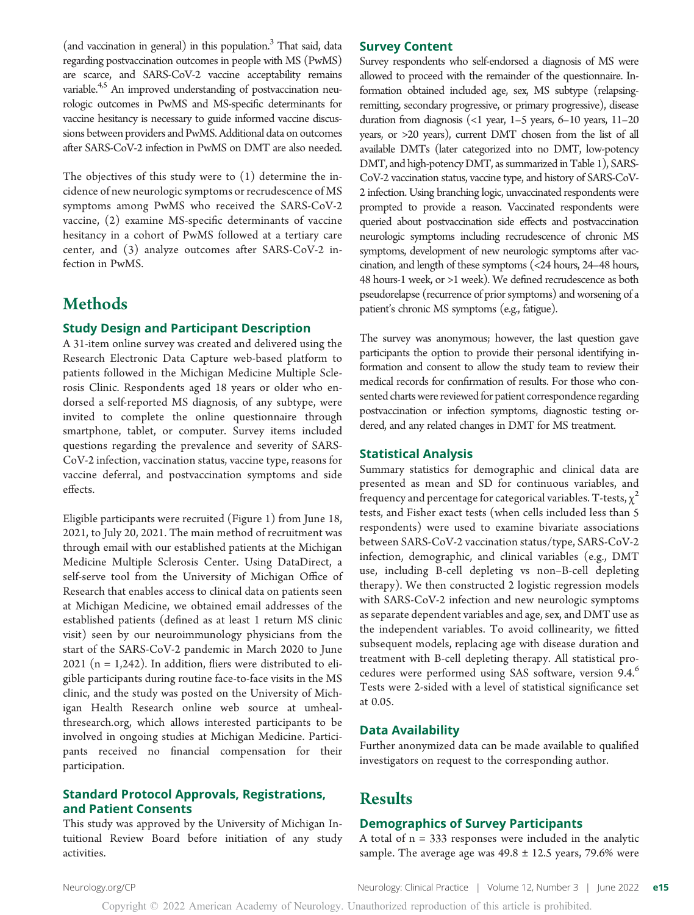(and vaccination in general) in this population.[3] That said, data regarding postvaccination outcomes in people with MS (PwMS) are scarce, and SARS-CoV-2 vaccine acceptability remains variable.[4,5] An improved understanding of postvaccination neurologic outcomes in PwMS and MS-specific determinants for vaccine hesitancy is necessary to guide informed vaccine discussions between providers and PwMS. Additional data on outcomes after SARS-CoV-2 infection in PwMS on DMT are also needed.

The objectives of this study were to (1) determine the incidence of new neurologic symptoms or recrudescence of MS symptoms among PwMS who received the SARS-CoV-2 vaccine, (2) examine MS-specific determinants of vaccine hesitancy in a cohort of PwMS followed at a tertiary care center, and (3) analyze outcomes after SARS-CoV-2 infection in PwMS.

# Methods

## Study Design and Participant Description

A 31-item online survey was created and delivered using the Research Electronic Data Capture web-based platform to patients followed in the Michigan Medicine Multiple Sclerosis Clinic. Respondents aged 18 years or older who endorsed a self-reported MS diagnosis, of any subtype, were invited to complete the online questionnaire through smartphone, tablet, or computer. Survey items included questions regarding the prevalence and severity of SARS-CoV-2 infection, vaccination status, vaccine type, reasons for vaccine deferral, and postvaccination symptoms and side effects.

Eligible participants were recruited (Figure 1) from June 18, 2021, to July 20, 2021. The main method of recruitment was through email with our established patients at the Michigan Medicine Multiple Sclerosis Center. Using DataDirect, a self-serve tool from the University of Michigan Office of Research that enables access to clinical data on patients seen at Michigan Medicine, we obtained email addresses of the established patients (defined as at least 1 return MS clinic visit) seen by our neuroimmunology physicians from the start of the SARS-CoV-2 pandemic in March 2020 to June 2021 (n = 1,242). In addition, fliers were distributed to eligible participants during routine face-to-face visits in the MS clinic, and the study was posted on the University of Michigan Health Research online web source at umhealthresearch.org, which allows interested participants to be involved in ongoing studies at Michigan Medicine. Participants received no financial compensation for their participation.

## Standard Protocol Approvals, Registrations, and Patient Consents

This study was approved by the University of Michigan Intuitional Review Board before initiation of any study activities.

## Survey Content

Survey respondents who self-endorsed a diagnosis of MS were allowed to proceed with the remainder of the questionnaire. Information obtained included age, sex, MS subtype (relapsing-remitting, secondary progressive, or primary progressive), disease duration from diagnosis (<1 year, 1–5 years, 6–10 years, 11–20 years, or >20 years), current DMT chosen from the list of all available DMTs (later categorized into no DMT, low-potency DMT, and high-potency DMT, as summarized in Table 1), SARS-CoV-2 vaccination status, vaccine type, and history of SARS-CoV-2 infection. Using branching logic, unvaccinated respondents were prompted to provide a reason. Vaccinated respondents were queried about postvaccination side effects and postvaccination neurologic symptoms including recrudescence of chronic MS symptoms, development of new neurologic symptoms after vaccination, and length of these symptoms (<24 hours, 24–48 hours, 48 hours-1 week, or >1 week). We defined recrudescence as both pseudorelapse (recurrence of prior symptoms) and worsening of a patient's chronic MS symptoms (e.g., fatigue).

The survey was anonymous; however, the last question gave participants the option to provide their personal identifying information and consent to allow the study team to review their medical records for confirmation of results. For those who consented charts were reviewed for patient correspondence regarding postvaccination or infection symptoms, diagnostic testing ordered, and any related changes in DMT for MS treatment.

## Statistical Analysis

Summary statistics for demographic and clinical data are presented as mean and SD for continuous variables, and frequency and percentage for categorical variables. T-tests, $\chi^2$ tests, and Fisher exact tests (when cells included less than 5 respondents) were used to examine bivariate associations between SARS-CoV-2 vaccination status/type, SARS-CoV-2 infection, demographic, and clinical variables (e.g., DMT use, including B-cell depleting vs non–B-cell depleting therapy). We then constructed 2 logistic regression models with SARS-CoV-2 infection and new neurologic symptoms as separate dependent variables and age, sex, and DMT use as the independent variables. To avoid collinearity, we fitted subsequent models, replacing age with disease duration and treatment with B-cell depleting therapy. All statistical procedures were performed using SAS software, version 9.4.[6] Tests were 2-sided with a level of statistical significance set at 0.05.

## Data Availability

Further anonymized data can be made available to qualified investigators on request to the corresponding author.

# Results

## Demographics of Survey Participants

A total of n = 333 responses were included in the analytic sample. The average age was 49.8 ± 12.5 years, 79.6% were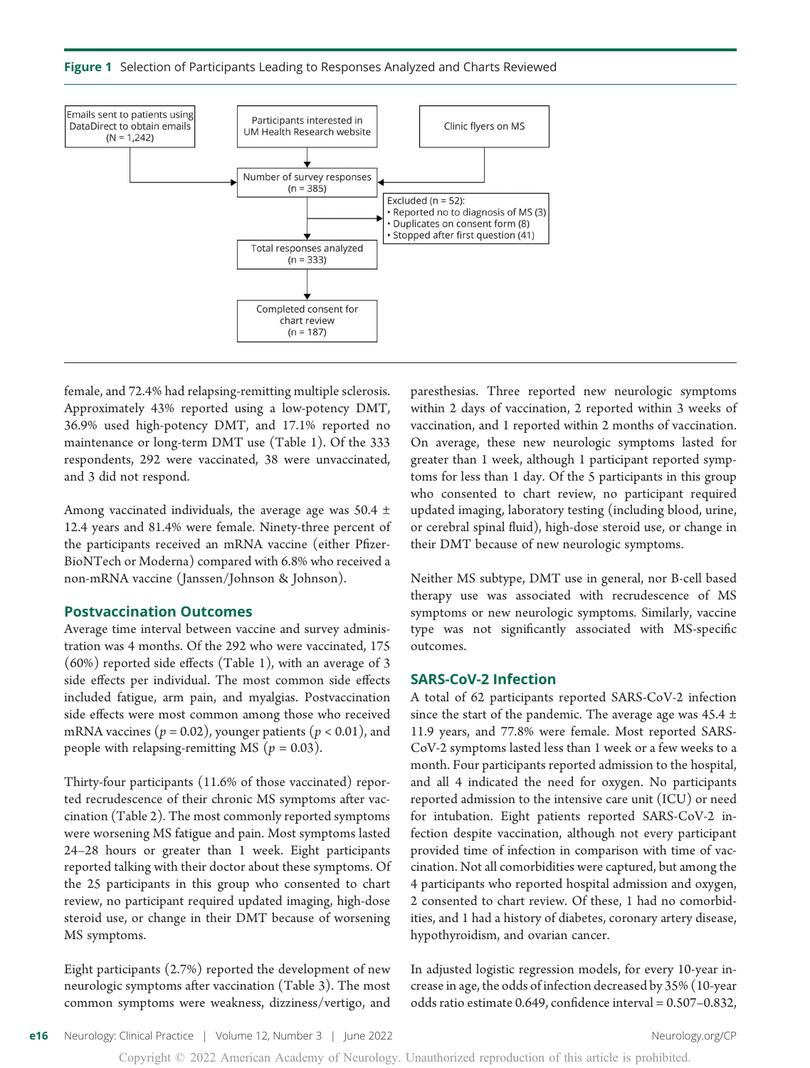**Figure 1** Selection of Participants Leading to Responses Analyzed and Charts Reviewed

- Emails sent to patients using DataDirect to obtain emails (N = 1,242)
- Participants interested in UM Health Research website
- Clinic flyers on MS

→ Number of survey responses (n = 385)

→ Excluded (n = 52):
- Reported no to diagnosis of MS (3)
- Duplicates on consent form (8)
- Stopped after first question (41)

→ Total responses analyzed (n = 333)

→ Completed consent for chart review (n = 187)

female, and 72.4% had relapsing-remitting multiple sclerosis. Approximately 43% reported using a low-potency DMT, 36.9% used high-potency DMT, and 17.1% reported no maintenance or long-term DMT use (Table 1). Of the 333 respondents, 292 were vaccinated, 38 were unvaccinated, and 3 did not respond.

Among vaccinated individuals, the average age was 50.4 ± 12.4 years and 81.4% were female. Ninety-three percent of the participants received an mRNA vaccine (either Pfizer-BioNTech or Moderna) compared with 6.8% who received a non-mRNA vaccine (Janssen/Johnson & Johnson).

## Postvaccination Outcomes

Average time interval between vaccine and survey administration was 4 months. Of the 292 who were vaccinated, 175 (60%) reported side effects (Table 1), with an average of 3 side effects per individual. The most common side effects included fatigue, arm pain, and myalgias. Postvaccination side effects were most common among those who received mRNA vaccines ($p = 0.02$), younger patients ($p < 0.01$), and people with relapsing-remitting MS ($p = 0.03$).

Thirty-four participants (11.6% of those vaccinated) reported recrudescence of their chronic MS symptoms after vaccination (Table 2). The most commonly reported symptoms were worsening MS fatigue and pain. Most symptoms lasted 24–28 hours or greater than 1 week. Eight participants reported talking with their doctor about these symptoms. Of the 25 participants in this group who consented to chart review, no participant required updated imaging, high-dose steroid use, or change in their DMT because of worsening MS symptoms.

Eight participants (2.7%) reported the development of new neurologic symptoms after vaccination (Table 3). The most common symptoms were weakness, dizziness/vertigo, and paresthesias. Three reported new neurologic symptoms within 2 days of vaccination, 2 reported within 3 weeks of vaccination, and 1 reported within 2 months of vaccination. On average, these new neurologic symptoms lasted for greater than 1 week, although 1 participant reported symptoms for less than 1 day. Of the 5 participants in this group who consented to chart review, no participant required updated imaging, laboratory testing (including blood, urine, or cerebral spinal fluid), high-dose steroid use, or change in their DMT because of new neurologic symptoms.

Neither MS subtype, DMT use in general, nor B-cell based therapy use was associated with recrudescence of MS symptoms or new neurologic symptoms. Similarly, vaccine type was not significantly associated with MS-specific outcomes.

## SARS-CoV-2 Infection

A total of 62 participants reported SARS-CoV-2 infection since the start of the pandemic. The average age was 45.4 ± 11.9 years, and 77.8% were female. Most reported SARS-CoV-2 symptoms lasted less than 1 week or a few weeks to a month. Four participants reported admission to the hospital, and all 4 indicated the need for oxygen. No participants reported admission to the intensive care unit (ICU) or need for intubation. Eight patients reported SARS-CoV-2 infection despite vaccination, although not every participant provided time of infection in comparison with time of vaccination. Not all comorbidities were captured, but among the 4 participants who reported hospital admission and oxygen, 2 consented to chart review. Of these, 1 had no comorbidities, and 1 had a history of diabetes, coronary artery disease, hypothyroidism, and ovarian cancer.

In adjusted logistic regression models, for every 10-year increase in age, the odds of infection decreased by 35% (10-year odds ratio estimate 0.649, confidence interval = 0.507–0.832,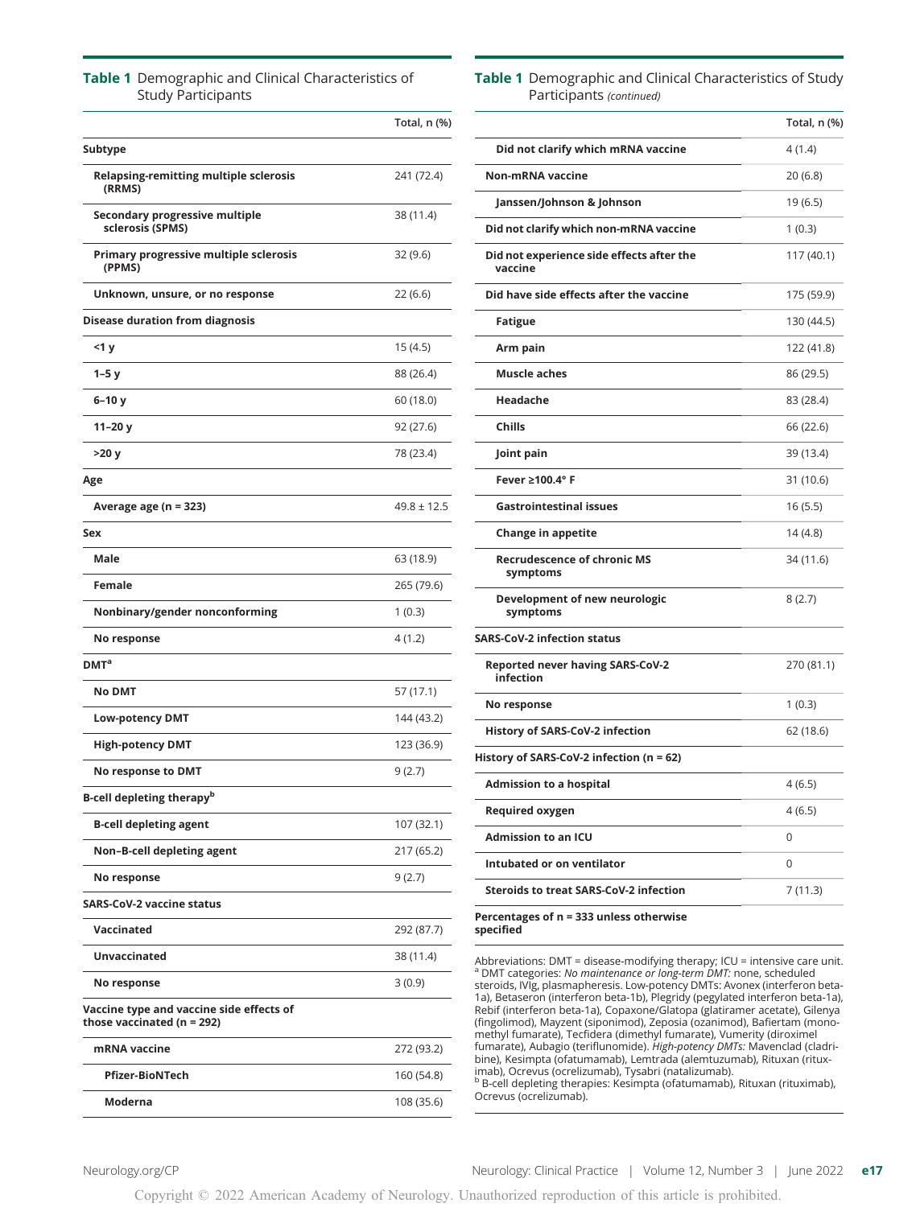**Table 1** Demographic and Clinical Characteristics of Study Participants

| | Total, n (%) |
|---|---|
| **Subtype** | |
| Relapsing-remitting multiple sclerosis (RRMS) | 241 (72.4) |
| Secondary progressive multiple sclerosis (SPMS) | 38 (11.4) |
| Primary progressive multiple sclerosis (PPMS) | 32 (9.6) |
| Unknown, unsure, or no response | 22 (6.6) |
| **Disease duration from diagnosis** | |
| <1 y | 15 (4.5) |
| 1–5 y | 88 (26.4) |
| 6–10 y | 60 (18.0) |
| 11–20 y | 92 (27.6) |
| >20 y | 78 (23.4) |
| **Age** | |
| Average age (n = 323) | 49.8 ± 12.5 |
| **Sex** | |
| Male | 63 (18.9) |
| Female | 265 (79.6) |
| Nonbinary/gender nonconforming | 1 (0.3) |
| No response | 4 (1.2) |
| **DMT**[a] | |
| No DMT | 57 (17.1) |
| Low-potency DMT | 144 (43.2) |
| High-potency DMT | 123 (36.9) |
| No response to DMT | 9 (2.7) |
| **B-cell depleting therapy**[b] | |
| B-cell depleting agent | 107 (32.1) |
| Non–B-cell depleting agent | 217 (65.2) |
| No response | 9 (2.7) |
| **SARS-CoV-2 vaccine status** | |
| Vaccinated | 292 (87.7) |
| Unvaccinated | 38 (11.4) |
| No response | 3 (0.9) |
| **Vaccine type and vaccine side effects of those vaccinated (n = 292)** | |
| mRNA vaccine | 272 (93.2) |
| Pfizer-BioNTech | 160 (54.8) |
| Moderna | 108 (35.6) |
| Did not clarify which mRNA vaccine | 4 (1.4) |
| Non-mRNA vaccine | 20 (6.8) |
| Janssen/Johnson & Johnson | 19 (6.5) |
| Did not clarify which non-mRNA vaccine | 1 (0.3) |
| Did not experience side effects after the vaccine | 117 (40.1) |
| Did have side effects after the vaccine | 175 (59.9) |
| Fatigue | 130 (44.5) |
| Arm pain | 122 (41.8) |
| Muscle aches | 86 (29.5) |
| Headache | 83 (28.4) |
| Chills | 66 (22.6) |
| Joint pain | 39 (13.4) |
| Fever ≥100.4° F | 31 (10.6) |
| Gastrointestinal issues | 16 (5.5) |
| Change in appetite | 14 (4.8) |
| Recrudescence of chronic MS symptoms | 34 (11.6) |
| Development of new neurologic symptoms | 8 (2.7) |
| **SARS-CoV-2 infection status** | |
| Reported never having SARS-CoV-2 infection | 270 (81.1) |
| No response | 1 (0.3) |
| History of SARS-CoV-2 infection | 62 (18.6) |
| **History of SARS-CoV-2 infection (n = 62)** | |
| Admission to a hospital | 4 (6.5) |
| Required oxygen | 4 (6.5) |
| Admission to an ICU | 0 |
| Intubated or on ventilator | 0 |
| Steroids to treat SARS-CoV-2 infection | 7 (11.3) |
| **Percentages of n = 333 unless otherwise specified** | |

Abbreviations: DMT = disease-modifying therapy; ICU = intensive care unit.
[a] DMT categories: *No maintenance or long-term DMT:* none, scheduled steroids, IVIg, plasmapheresis. Low-potency DMTs: Avonex (interferon beta-1a), Betaseron (interferon beta-1b), Plegridy (pegylated interferon beta-1a), Rebif (interferon beta-1a), Copaxone/Glatopa (glatiramer acetate), Gilenya (fingolimod), Mayzent (siponimod), Zeposia (ozanimod), Bafiertam (monomethyl fumarate), Tecfidera (dimethyl fumarate), Vumerity (diroximel fumarate), Aubagio (teriflunomide). *High-potency DMTs:* Mavenclad (cladribine), Kesimpta (ofatumamab), Lemtrada (alemtuzumab), Rituxan (rituximab), Ocrevus (ocrelizumab), Tysabri (natalizumab).
[b] B-cell depleting therapies: Kesimpta (ofatumamab), Rituxan (rituximab), Ocrevus (ocrelizumab).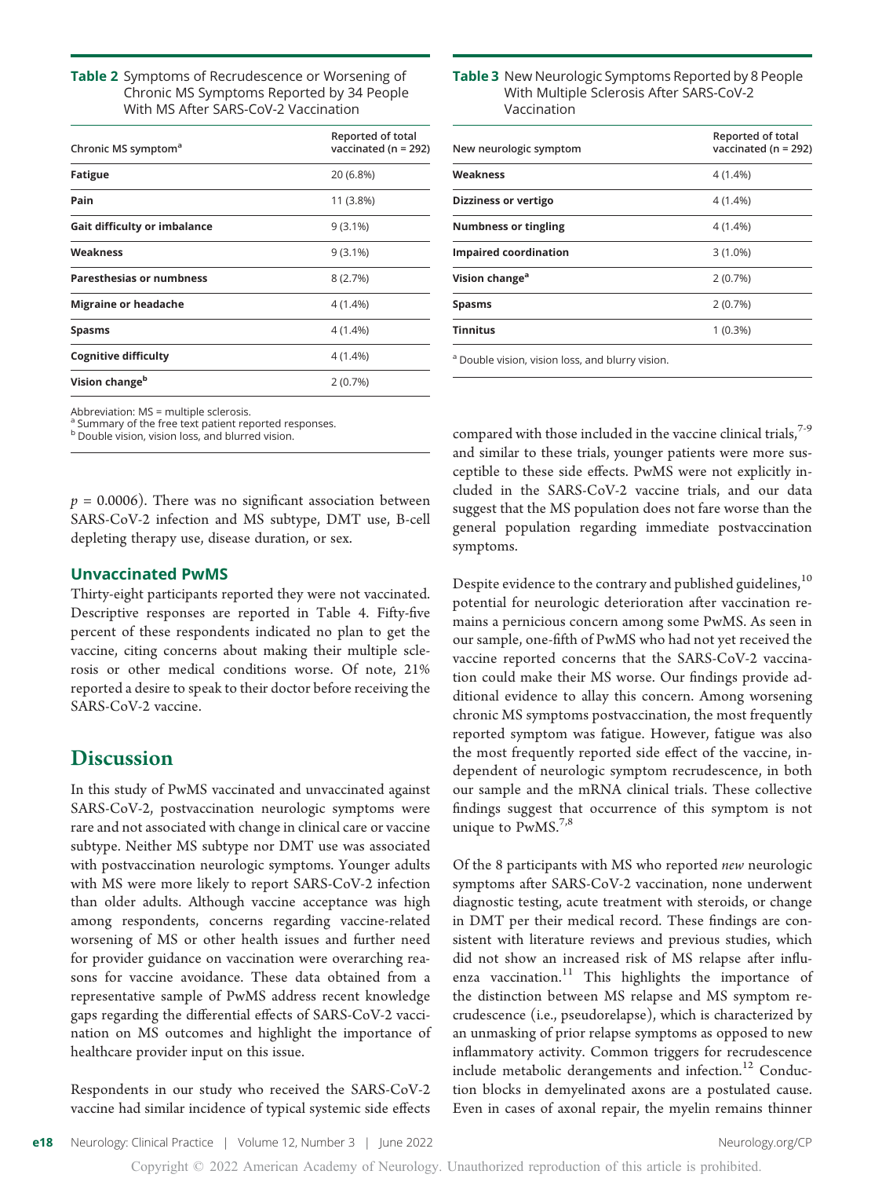**Table 2** Symptoms of Recrudescence or Worsening of Chronic MS Symptoms Reported by 34 People With MS After SARS-CoV-2 Vaccination

| Chronic MS symptom[a] | Reported of total vaccinated (n = 292) |
|---|---|
| **Fatigue** | 20 (6.8%) |
| **Pain** | 11 (3.8%) |
| **Gait difficulty or imbalance** | 9 (3.1%) |
| **Weakness** | 9 (3.1%) |
| **Paresthesias or numbness** | 8 (2.7%) |
| **Migraine or headache** | 4 (1.4%) |
| **Spasms** | 4 (1.4%) |
| **Cognitive difficulty** | 4 (1.4%) |
| **Vision change[b]** | 2 (0.7%) |

Abbreviation: MS = multiple sclerosis.
[a] Summary of the free text patient reported responses.
[b] Double vision, vision loss, and blurred vision.

**Table 3** New Neurologic Symptoms Reported by 8 People With Multiple Sclerosis After SARS-CoV-2 Vaccination

| New neurologic symptom | Reported of total vaccinated (n = 292) |
|---|---|
| **Weakness** | 4 (1.4%) |
| **Dizziness or vertigo** | 4 (1.4%) |
| **Numbness or tingling** | 4 (1.4%) |
| **Impaired coordination** | 3 (1.0%) |
| **Vision change[a]** | 2 (0.7%) |
| **Spasms** | 2 (0.7%) |
| **Tinnitus** | 1 (0.3%) |

[a] Double vision, vision loss, and blurry vision.

$p = 0.0006$). There was no significant association between SARS-CoV-2 infection and MS subtype, DMT use, B-cell depleting therapy use, disease duration, or sex.

### Unvaccinated PwMS

Thirty-eight participants reported they were not vaccinated. Descriptive responses are reported in Table 4. Fifty-five percent of these respondents indicated no plan to get the vaccine, citing concerns about making their multiple sclerosis or other medical conditions worse. Of note, 21% reported a desire to speak to their doctor before receiving the SARS-CoV-2 vaccine.

## Discussion

In this study of PwMS vaccinated and unvaccinated against SARS-CoV-2, postvaccination neurologic symptoms were rare and not associated with change in clinical care or vaccine subtype. Neither MS subtype nor DMT use was associated with postvaccination neurologic symptoms. Younger adults with MS were more likely to report SARS-CoV-2 infection than older adults. Although vaccine acceptance was high among respondents, concerns regarding vaccine-related worsening of MS or other health issues and further need for provider guidance on vaccination were overarching reasons for vaccine avoidance. These data obtained from a representative sample of PwMS address recent knowledge gaps regarding the differential effects of SARS-CoV-2 vaccination on MS outcomes and highlight the importance of healthcare provider input on this issue.

Respondents in our study who received the SARS-CoV-2 vaccine had similar incidence of typical systemic side effects compared with those included in the vaccine clinical trials,[7-9] and similar to these trials, younger patients were more susceptible to these side effects. PwMS were not explicitly included in the SARS-CoV-2 vaccine trials, and our data suggest that the MS population does not fare worse than the general population regarding immediate postvaccination symptoms.

Despite evidence to the contrary and published guidelines,[10] potential for neurologic deterioration after vaccination remains a pernicious concern among some PwMS. As seen in our sample, one-fifth of PwMS who had not yet received the vaccine reported concerns that the SARS-CoV-2 vaccination could make their MS worse. Our findings provide additional evidence to allay this concern. Among worsening chronic MS symptoms postvaccination, the most frequently reported symptom was fatigue. However, fatigue was also the most frequently reported side effect of the vaccine, independent of neurologic symptom recrudescence, in both our sample and the mRNA clinical trials. These collective findings suggest that occurrence of this symptom is not unique to PwMS.[7,8]

Of the 8 participants with MS who reported *new* neurologic symptoms after SARS-CoV-2 vaccination, none underwent diagnostic testing, acute treatment with steroids, or change in DMT per their medical record. These findings are consistent with literature reviews and previous studies, which did not show an increased risk of MS relapse after influenza vaccination.[11] This highlights the importance of the distinction between MS relapse and MS symptom recrudescence (i.e., pseudorelapse), which is characterized by an unmasking of prior relapse symptoms as opposed to new inflammatory activity. Common triggers for recrudescence include metabolic derangements and infection.[12] Conduction blocks in demyelinated axons are a postulated cause. Even in cases of axonal repair, the myelin remains thinner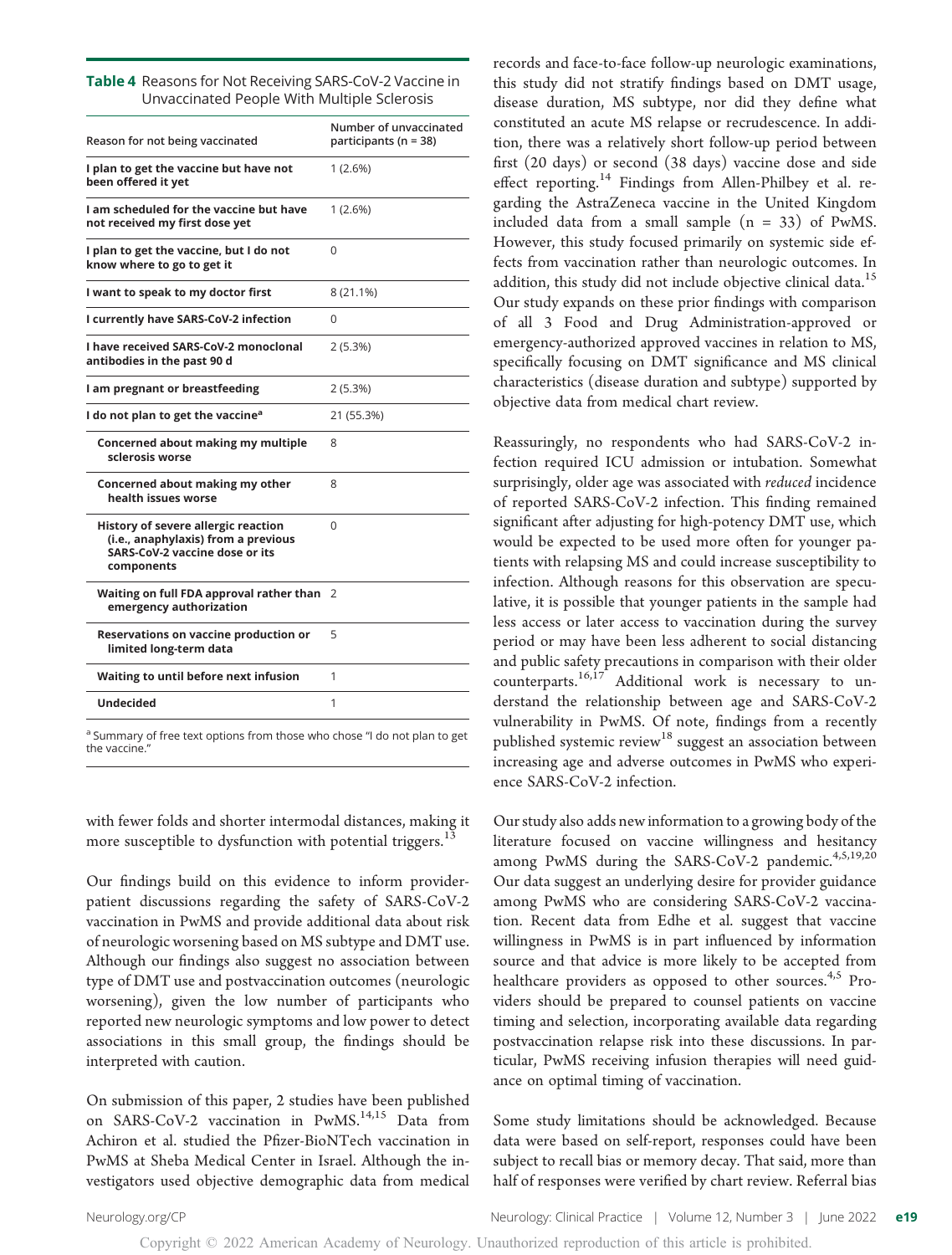**Table 4** Reasons for Not Receiving SARS-CoV-2 Vaccine in Unvaccinated People With Multiple Sclerosis

| Reason for not being vaccinated | Number of unvaccinated participants (n = 38) |
|---|---|
| **I plan to get the vaccine but have not been offered it yet** | 1 (2.6%) |
| **I am scheduled for the vaccine but have not received my first dose yet** | 1 (2.6%) |
| **I plan to get the vaccine, but I do not know where to go to get it** | 0 |
| **I want to speak to my doctor first** | 8 (21.1%) |
| **I currently have SARS-CoV-2 infection** | 0 |
| **I have received SARS-CoV-2 monoclonal antibodies in the past 90 d** | 2 (5.3%) |
| **I am pregnant or breastfeeding** | 2 (5.3%) |
| **I do not plan to get the vaccine**[a] | 21 (55.3%) |
| **Concerned about making my multiple sclerosis worse** | 8 |
| **Concerned about making my other health issues worse** | 8 |
| **History of severe allergic reaction (i.e., anaphylaxis) from a previous SARS-CoV-2 vaccine dose or its components** | 0 |
| **Waiting on full FDA approval rather than emergency authorization** | 2 |
| **Reservations on vaccine production or limited long-term data** | 5 |
| **Waiting to until before next infusion** | 1 |
| **Undecided** | 1 |

[a] Summary of free text options from those who chose "I do not plan to get the vaccine."

with fewer folds and shorter intermodal distances, making it more susceptible to dysfunction with potential triggers.[13]

Our findings build on this evidence to inform provider-patient discussions regarding the safety of SARS-CoV-2 vaccination in PwMS and provide additional data about risk of neurologic worsening based on MS subtype and DMT use. Although our findings also suggest no association between type of DMT use and postvaccination outcomes (neurologic worsening), given the low number of participants who reported new neurologic symptoms and low power to detect associations in this small group, the findings should be interpreted with caution.

On submission of this paper, 2 studies have been published on SARS-CoV-2 vaccination in PwMS.[14,15] Data from Achiron et al. studied the Pfizer-BioNTech vaccination in PwMS at Sheba Medical Center in Israel. Although the investigators used objective demographic data from medical records and face-to-face follow-up neurologic examinations, this study did not stratify findings based on DMT usage, disease duration, MS subtype, nor did they define what constituted an acute MS relapse or recrudescence. In addition, there was a relatively short follow-up period between first (20 days) or second (38 days) vaccine dose and side effect reporting.[14] Findings from Allen-Philbey et al. regarding the AstraZeneca vaccine in the United Kingdom included data from a small sample (n = 33) of PwMS. However, this study focused primarily on systemic side effects from vaccination rather than neurologic outcomes. In addition, this study did not include objective clinical data.[15] Our study expands on these prior findings with comparison of all 3 Food and Drug Administration-approved or emergency-authorized approved vaccines in relation to MS, specifically focusing on DMT significance and MS clinical characteristics (disease duration and subtype) supported by objective data from medical chart review.

Reassuringly, no respondents who had SARS-CoV-2 infection required ICU admission or intubation. Somewhat surprisingly, older age was associated with *reduced* incidence of reported SARS-CoV-2 infection. This finding remained significant after adjusting for high-potency DMT use, which would be expected to be used more often for younger patients with relapsing MS and could increase susceptibility to infection. Although reasons for this observation are speculative, it is possible that younger patients in the sample had less access or later access to vaccination during the survey period or may have been less adherent to social distancing and public safety precautions in comparison with their older counterparts.[16,17] Additional work is necessary to understand the relationship between age and SARS-CoV-2 vulnerability in PwMS. Of note, findings from a recently published systemic review[18] suggest an association between increasing age and adverse outcomes in PwMS who experience SARS-CoV-2 infection.

Our study also adds new information to a growing body of the literature focused on vaccine willingness and hesitancy among PwMS during the SARS-CoV-2 pandemic.[4,5,19,20] Our data suggest an underlying desire for provider guidance among PwMS who are considering SARS-CoV-2 vaccination. Recent data from Edhe et al. suggest that vaccine willingness in PwMS is in part influenced by information source and that advice is more likely to be accepted from healthcare providers as opposed to other sources.[4,5] Providers should be prepared to counsel patients on vaccine timing and selection, incorporating available data regarding postvaccination relapse risk into these discussions. In particular, PwMS receiving infusion therapies will need guidance on optimal timing of vaccination.

Some study limitations should be acknowledged. Because data were based on self-report, responses could have been subject to recall bias or memory decay. That said, more than half of responses were verified by chart review. Referral bias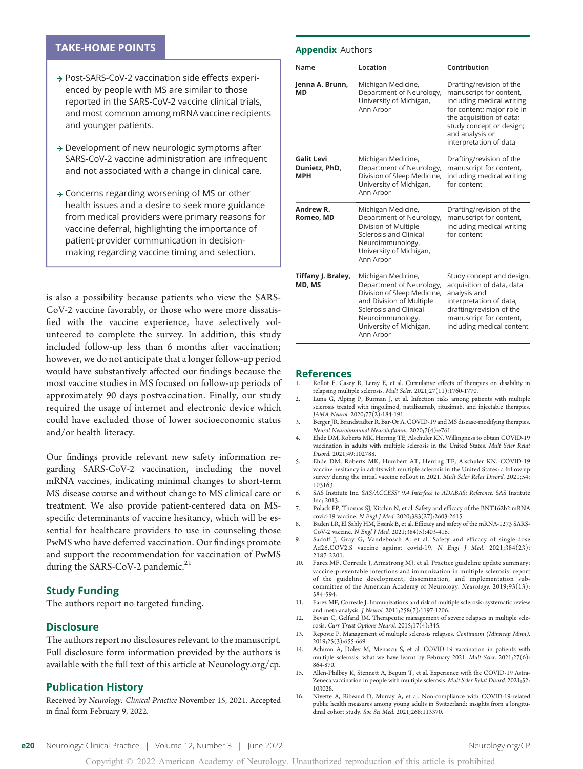## TAKE-HOME POINTS

- → Post-SARS-CoV-2 vaccination side effects experienced by people with MS are similar to those reported in the SARS-CoV-2 vaccine clinical trials, and most common among mRNA vaccine recipients and younger patients.
- → Development of new neurologic symptoms after SARS-CoV-2 vaccine administration are infrequent and not associated with a change in clinical care.
- → Concerns regarding worsening of MS or other health issues and a desire to seek more guidance from medical providers were primary reasons for vaccine deferral, highlighting the importance of patient-provider communication in decision-making regarding vaccine timing and selection.

is also a possibility because patients who view the SARS-CoV-2 vaccine favorably, or those who were more dissatisfied with the vaccine experience, have selectively volunteered to complete the survey. In addition, this study included follow-up less than 6 months after vaccination; however, we do not anticipate that a longer follow-up period would have substantively affected our findings because the most vaccine studies in MS focused on follow-up periods of approximately 90 days postvaccination. Finally, our study required the usage of internet and electronic device which could have excluded those of lower socioeconomic status and/or health literacy.

Our findings provide relevant new safety information regarding SARS-CoV-2 vaccination, including the novel mRNA vaccines, indicating minimal changes to short-term MS disease course and without change to MS clinical care or treatment. We also provide patient-centered data on MS-specific determinants of vaccine hesitancy, which will be essential for healthcare providers to use in counseling those PwMS who have deferred vaccination. Our findings promote and support the recommendation for vaccination of PwMS during the SARS-CoV-2 pandemic.[21]

## Study Funding

The authors report no targeted funding.

## Disclosure

The authors report no disclosures relevant to the manuscript. Full disclosure form information provided by the authors is available with the full text of this article at Neurology.org/cp.

## Publication History

Received by *Neurology: Clinical Practice* November 15, 2021. Accepted in final form February 9, 2022.

## Appendix Authors

| Name | Location | Contribution |
|---|---|---|
| **Jenna A. Brunn, MD** | Michigan Medicine, Department of Neurology, University of Michigan, Ann Arbor | Drafting/revision of the manuscript for content, including medical writing for content; major role in the acquisition of data; study concept or design; and analysis or interpretation of data |
| **Galit Levi Dunietz, PhD, MPH** | Michigan Medicine, Department of Neurology, Division of Sleep Medicine, University of Michigan, Ann Arbor | Drafting/revision of the manuscript for content, including medical writing for content |
| **Andrew R. Romeo, MD** | Michigan Medicine, Department of Neurology, Division of Multiple Sclerosis and Clinical Neuroimmunology, University of Michigan, Ann Arbor | Drafting/revision of the manuscript for content, including medical writing for content |
| **Tiffany J. Braley, MD, MS** | Michigan Medicine, Department of Neurology, Division of Sleep Medicine, and Division of Multiple Sclerosis and Clinical Neuroimmunology, University of Michigan, Ann Arbor | Study concept and design, acquisition of data, data analysis and interpretation of data, drafting/revision of the manuscript for content, including medical content |

## References

1. Rollot F, Casey R, Leray E, et al. Cumulative effects of therapies on disability in relapsing multiple sclerosis. *Mult Scler.* 2021;27(11):1760-1770.
2. Luna G, Alping P, Burman J, et al. Infection risks among patients with multiple sclerosis treated with fingolimod, natalizumab, rituximab, and injectable therapies. *JAMA Neurol.* 2020;77(2):184-191.
3. Berger JR, Brandstadter R, Bar-Or A. COVID-19 and MS disease-modifying therapies. *Neurol Neuroimmunol Neuroinflamm.* 2020;7(4):e761.
4. Ehde DM, Roberts MK, Herring TE, Alschuler KN. Willingness to obtain COVID-19 vaccination in adults with multiple sclerosis in the United States. *Mult Scler Relat Disord.* 2021;49:102788.
5. Ehde DM, Roberts MK, Humbert AT, Herring TE, Alschuler KN. COVID-19 vaccine hesitancy in adults with multiple sclerosis in the United States: a follow up survey during the initial vaccine rollout in 2021. *Mult Scler Relat Disord.* 2021;54:103163.
6. SAS Institute Inc. *SAS/ACCESS® 9.4 Interface to ADABAS: Reference.* SAS Institute Inc; 2013.
7. Polack FP, Thomas SJ, Kitchin N, et al. Safety and efficacy of the BNT162b2 mRNA covid-19 vaccine. *N Engl J Med.* 2020;383(27):2603-2615.
8. Baden LR, El Sahly HM, Essink B, et al. Efficacy and safety of the mRNA-1273 SARS-CoV-2 vaccine. *N Engl J Med.* 2021;384(5):403-416.
9. Sadoff J, Gray G, Vandebosch A, et al. Safety and efficacy of single-dose Ad26.COV2.S vaccine against covid-19. *N Engl J Med.* 2021;384(23):2187-2201.
10. Farez MF, Correale J, Armstrong MJ, et al. Practice guideline update summary: vaccine-preventable infections and immunization in multiple sclerosis: report of the guideline development, dissemination, and implementation subcommittee of the American Academy of Neurology. *Neurology.* 2019;93(13):584-594.
11. Farez MF, Correale J. Immunizations and risk of multiple sclerosis: systematic review and meta-analysis. *J Neurol.* 2011;258(7):1197-1206.
12. Bevan C, Gelfand JM. Therapeutic management of severe relapses in multiple sclerosis. *Curr Treat Options Neurol.* 2015;17(4):345.
13. Repovic P. Management of multiple sclerosis relapses. *Continuum (Minneap Minn).* 2019;25(3):655-669.
14. Achiron A, Dolev M, Menascu S, et al. COVID-19 vaccination in patients with multiple sclerosis: what we have learnt by February 2021. *Mult Scler.* 2021;27(6):864-870.
15. Allen-Philbey K, Stennett A, Begum T, et al. Experience with the COVID-19 AstraZeneca vaccination in people with multiple sclerosis. *Mult Scler Relat Disord.* 2021;52:103028.
16. Nivette A, Ribeaud D, Murray A, et al. Non-compliance with COVID-19-related public health measures among young adults in Switzerland: insights from a longitudinal cohort study. *Soc Sci Med.* 2021;268:113370.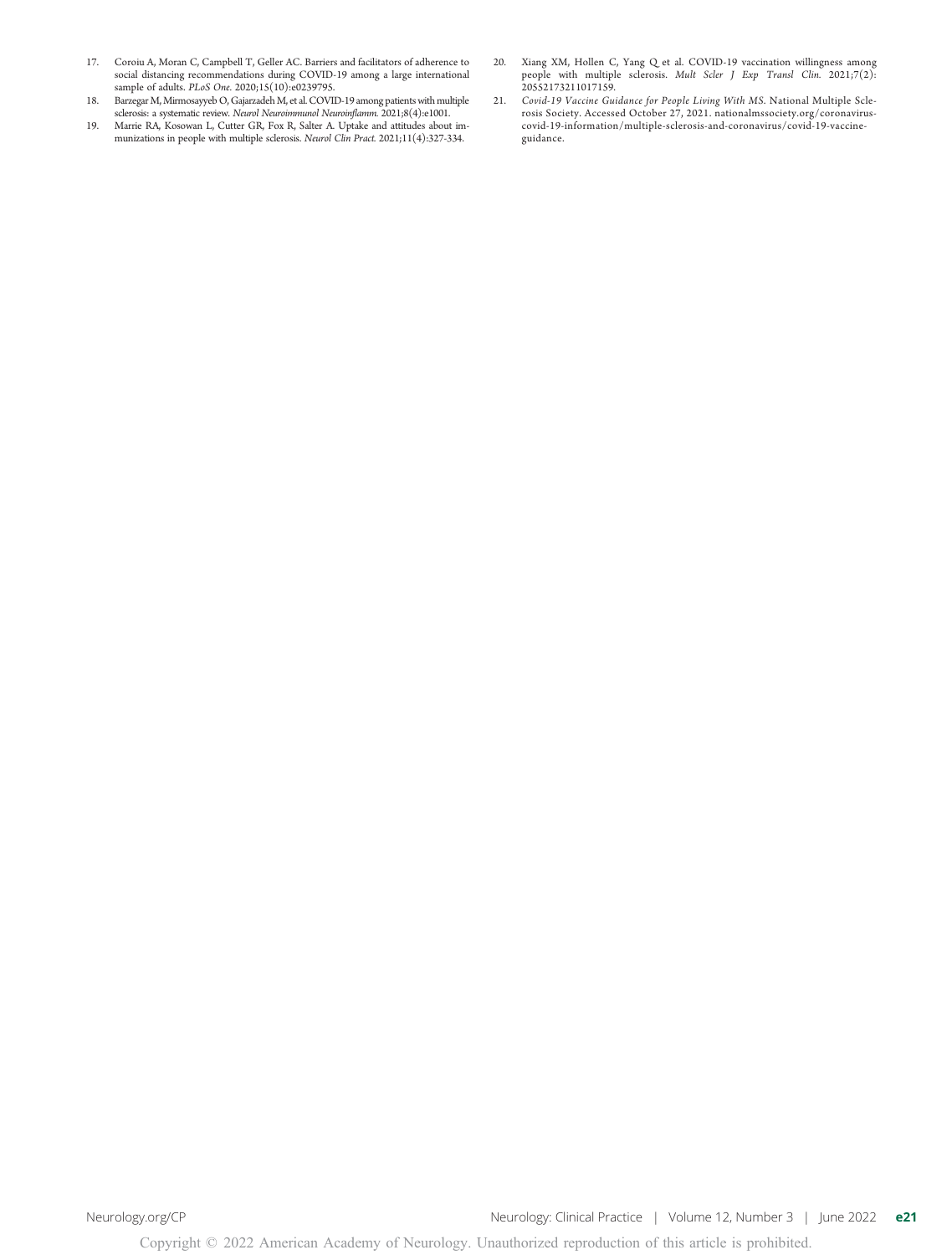17. Coroiu A, Moran C, Campbell T, Geller AC. Barriers and facilitators of adherence to social distancing recommendations during COVID-19 among a large international sample of adults. *PLoS One*. 2020;15(10):e0239795.
18. Barzegar M, Mirmosayyeb O, Gajarzadeh M, et al. COVID-19 among patients with multiple sclerosis: a systematic review. *Neurol Neuroimmunol Neuroinflamm*. 2021;8(4):e1001.
19. Marrie RA, Kosowan L, Cutter GR, Fox R, Salter A. Uptake and attitudes about immunizations in people with multiple sclerosis. *Neurol Clin Pract*. 2021;11(4):327-334.
20. Xiang XM, Hollen C, Yang Q et al. COVID-19 vaccination willingness among people with multiple sclerosis. *Mult Scler J Exp Transl Clin*. 2021;7(2):20552173211017159.
21. *Covid-19 Vaccine Guidance for People Living With MS*. National Multiple Sclerosis Society. Accessed October 27, 2021. nationalmssociety.org/coronavirus-covid-19-information/multiple-sclerosis-and-coronavirus/covid-19-vaccine-guidance.

Copyright © 2022 American Academy of Neurology. Unauthorized reproduction of this article is prohibited.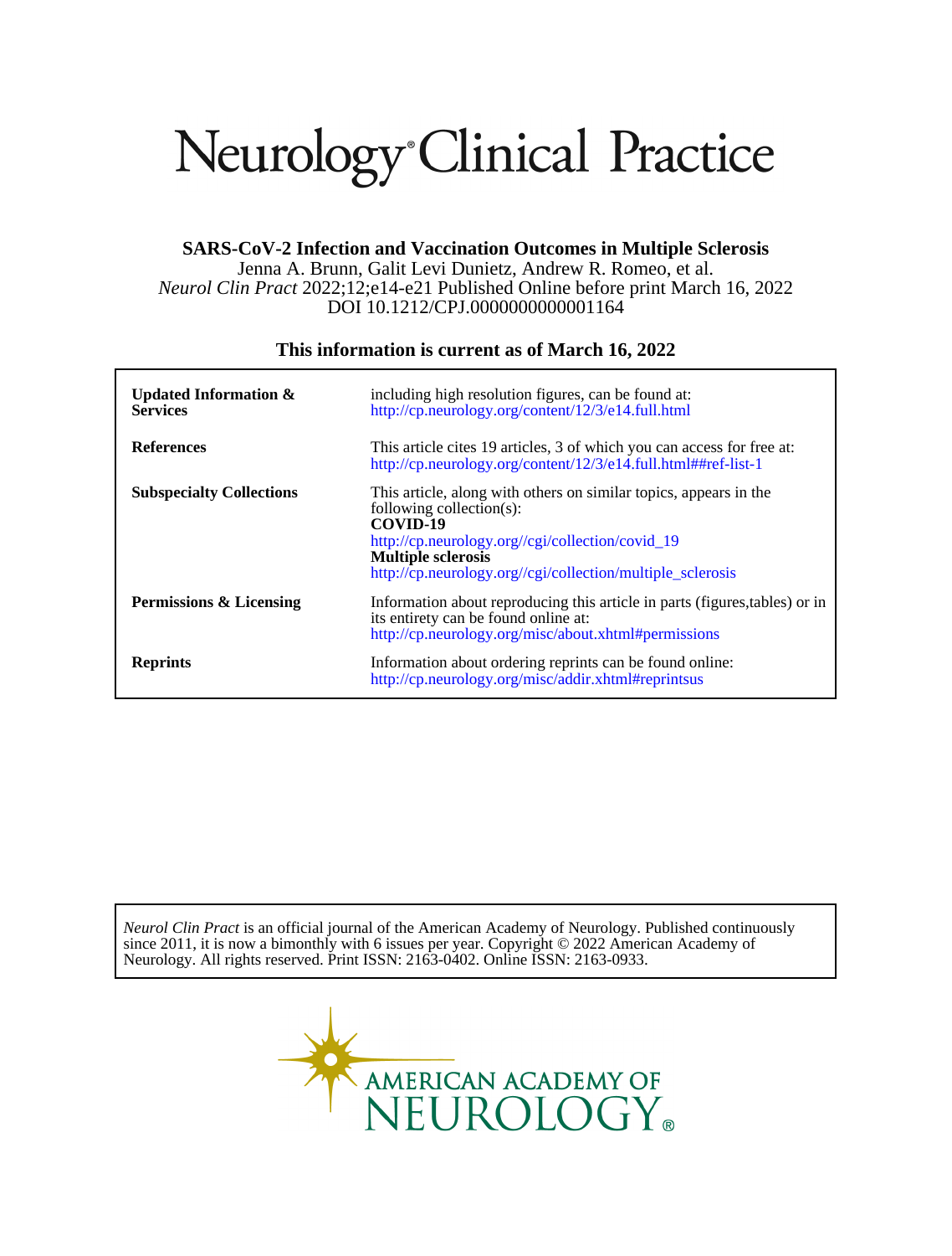# Neurology® Clinical Practice

**SARS-CoV-2 Infection and Vaccination Outcomes in Multiple Sclerosis**

Jenna A. Brunn, Galit Levi Dunietz, Andrew R. Romeo, et al.

*Neurol Clin Pract* 2022;12;e14-e21 Published Online before print March 16, 2022

DOI 10.1212/CPJ.0000000000001164

**This information is current as of March 16, 2022**

| | |
|---|---|
| **Updated Information & Services** | including high resolution figures, can be found at: http://cp.neurology.org/content/12/3/e14.full.html |
| **References** | This article cites 19 articles, 3 of which you can access for free at: http://cp.neurology.org/content/12/3/e14.full.html##ref-list-1 |
| **Subspecialty Collections** | This article, along with others on similar topics, appears in the following collection(s): **COVID-19** http://cp.neurology.org//cgi/collection/covid_19 **Multiple sclerosis** http://cp.neurology.org//cgi/collection/multiple_sclerosis |
| **Permissions & Licensing** | Information about reproducing this article in parts (figures,tables) or in its entirety can be found online at: http://cp.neurology.org/misc/about.xhtml#permissions |
| **Reprints** | Information about ordering reprints can be found online: http://cp.neurology.org/misc/addir.xhtml#reprintsus |

*Neurol Clin Pract* is an official journal of the American Academy of Neurology. Published continuously since 2011, it is now a bimonthly with 6 issues per year. Copyright © 2022 American Academy of Neurology. All rights reserved. Print ISSN: 2163-0402. Online ISSN: 2163-0933.

AMERICAN ACADEMY OF NEUROLOGY®